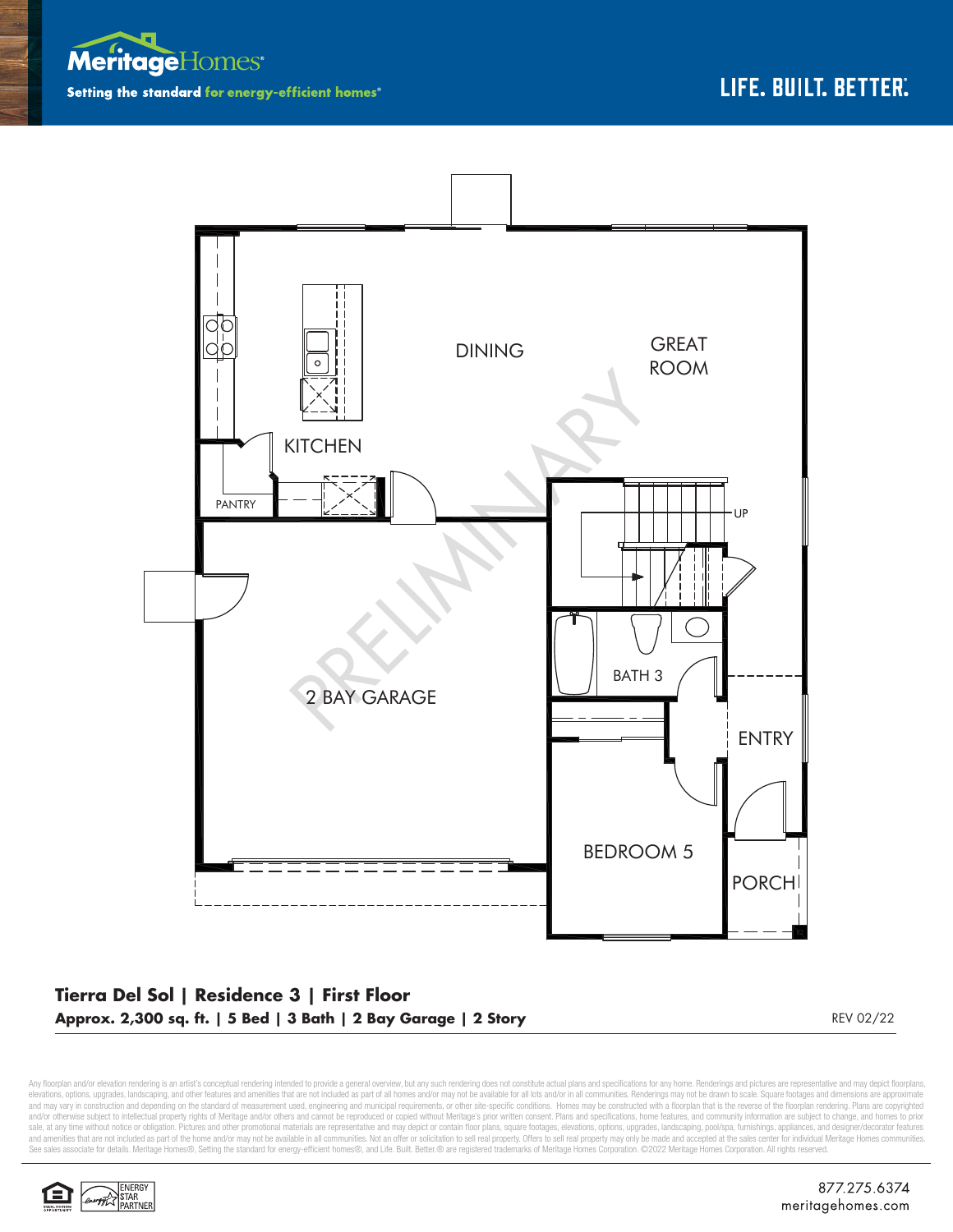**MeritageHomes**

Setting the standard for energy-efficient homes®

LIFE. BUILT. BETTER.

DINING

GREAT ROOM

KITCHEN

PANTRY

UP

PRELIMINARY

BATH 3

2 BAY GARAGE

ENTRY

BEDROOM 5

PORCH

## Tierra Del Sol | Residence 3 | First Floor

**Approx. 2,300 sq. ft. | 5 Bed | 3 Bath | 2 Bay Garage | 2 Story**

REV 02/22

Any floorplan and/or elevation rendering is an artist's conceptual rendering intended to provide a general overview, but any such rendering does not constitute actual plans and specifications for any home. Renderings and pictures are representative and may depict floorplans, elevations, options, upgrades, landscaping, and other features and amenities that are not included as part of all homes and/or may not be available for all lots and/or in all communities. Renderings may not be drawn to scale. Square footages and dimensions are approximate and may vary in construction and depending on the standard of measurement used, engineering and municipal requirements, or other site-specific conditions. Homes may be constructed with a floorplan that is the reverse of the floorplan rendering. Plans are copyrighted and/or otherwise subject to intellectual property rights of Meritage and/or others and cannot be reproduced or copied without Meritage's prior written consent. Plans and specifications, home features, and community information are subject to change, and homes to prior sale, at any time without notice or obligation. Pictures and other promotional materials are representative and may depict or contain floor plans, square footages, elevations, options, upgrades, landscaping, pool/spa, furnishings, appliances, and designer/decorator features and amenities that are not included as part of the home and/or may not be available in all communities. Not an offer or solicitation to sell real property. Offers to sell real property may only be made and accepted at the sales center for individual Meritage Homes communities. See sales associate for details. Meritage Homes®, Setting the standard for energy-efficient homes®, and Life. Built. Better.® are registered trademarks of Meritage Homes Corporation. ©2022 Meritage Homes Corporation. All rights reserved.

ENERGY STAR PARTNER

877.275.6374
meritagehomes.com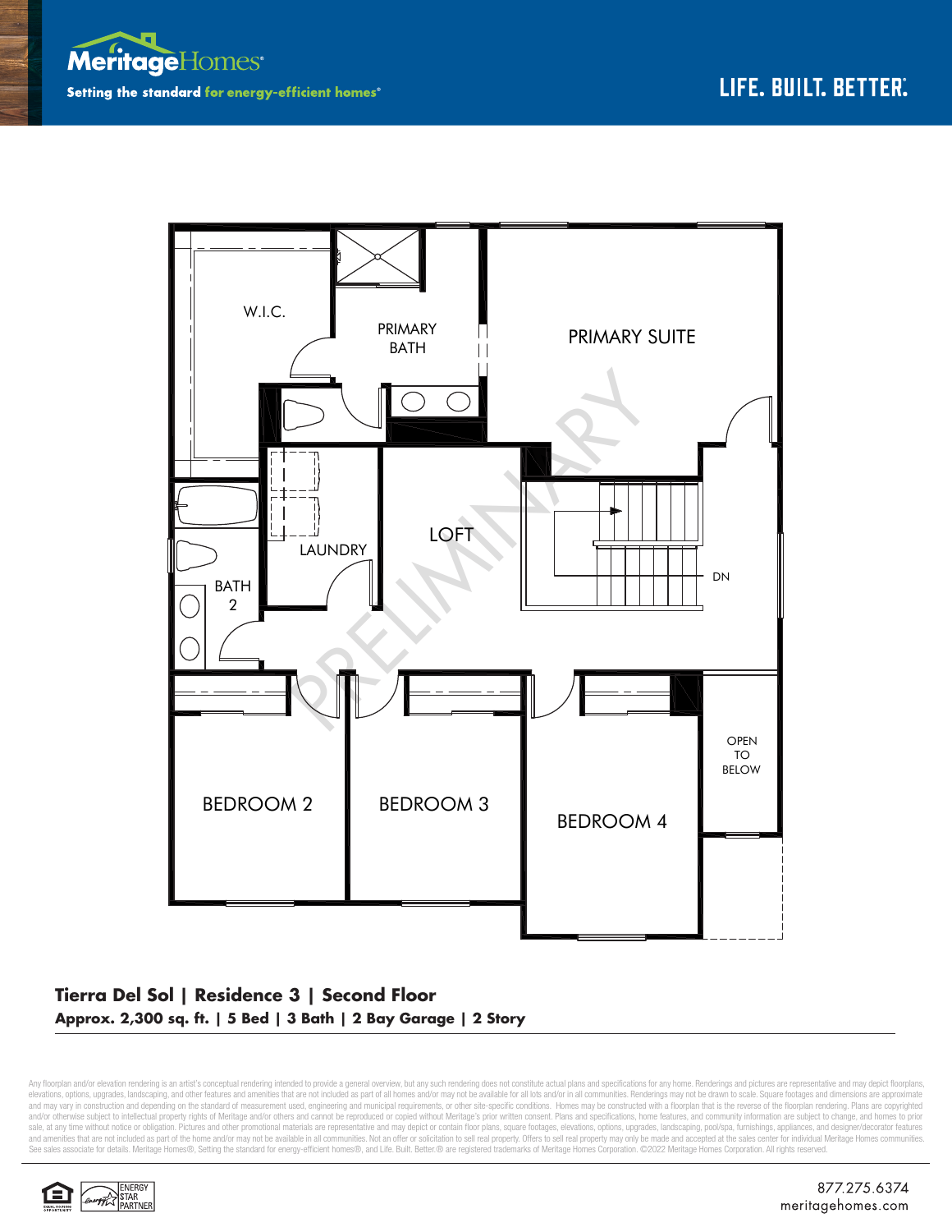Meritage Homes

Setting the standard for energy-efficient homes®

LIFE. BUILT. BETTER.®

W.I.C.

PRIMARY BATH

PRIMARY SUITE

LAUNDRY

LOFT

BATH 2

DN

PRELIMINARY

BEDROOM 2

BEDROOM 3

BEDROOM 4

OPEN TO BELOW

## Tierra Del Sol | Residence 3 | Second Floor

**Approx. 2,300 sq. ft. | 5 Bed | 3 Bath | 2 Bay Garage | 2 Story**

Any floorplan and/or elevation rendering is an artist's conceptual rendering intended to provide a general overview, but any such rendering does not constitute actual plans and specifications for any home. Renderings and pictures are representative and may depict floorplans, elevations, options, upgrades, landscaping, and other features and amenities that are not included as part of all homes and/or may not be available for all lots and/or in all communities. Renderings may not be drawn to scale. Square footages and dimensions are approximate and may vary in construction and depending on the standard of measurement used, engineering and municipal requirements, or other site-specific conditions. Homes may be constructed with a floorplan that is the reverse of the floorplan rendering. Plans are copyrighted and/or otherwise subject to intellectual property rights of Meritage and/or others and cannot be reproduced or copied without Meritage's prior written consent. Plans and specifications, home features, and community information are subject to change, and homes to prior sale, at any time without notice or obligation. Pictures and other promotional materials are representative and may depict or contain floor plans, square footages, elevations, options, upgrades, landscaping, pool/spa, furnishings, appliances, and designer/decorator features and amenities that are not included as part of the home and/or may not be available in all communities. Not an offer or solicitation to sell real property. Offers to sell real property may only be made and accepted at the sales center for individual Meritage Homes communities. See sales associate for details. Meritage Homes®, Setting the standard for energy-efficient homes®, and Life. Built. Better.® are registered trademarks of Meritage Homes Corporation. ©2022 Meritage Homes Corporation. All rights reserved.

ENERGY STAR PARTNER

877.275.6374
meritagehomes.com